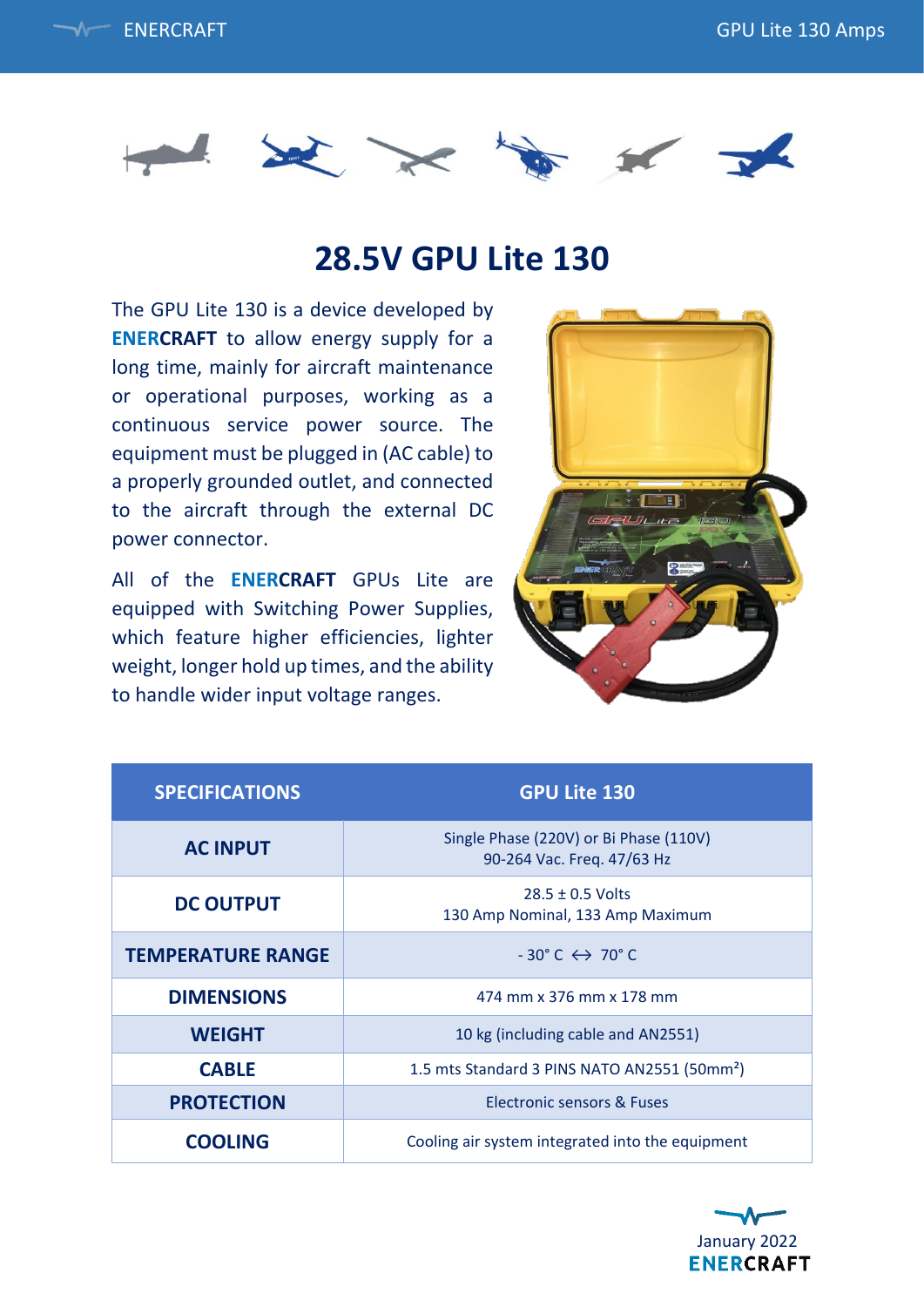# 28.5V GPU Lite 130

The GPU Lite 130 is a device developed by **ENERCRAFT** to allow energy supply for a long time, mainly for aircraft maintenance or operational purposes, working as a continuous service power source. The equipment must be plugged in (AC cable) to a properly grounded outlet, and connected to the aircraft through the external DC power connector.

All of the **ENERCRAFT** GPUs Lite are equipped with Switching Power Supplies, which feature higher efficiencies, lighter weight, longer hold up times, and the ability to handle wider input voltage ranges.

| SPECIFICATIONS | GPU Lite 130 |
|---|---|
| **AC INPUT** | Single Phase (220V) or Bi Phase (110V)<br>90-264 Vac. Freq. 47/63 Hz |
| **DC OUTPUT** | 28.5 ± 0.5 Volts<br>130 Amp Nominal, 133 Amp Maximum |
| **TEMPERATURE RANGE** | - 30° C ↔ 70° C |
| **DIMENSIONS** | 474 mm x 376 mm x 178 mm |
| **WEIGHT** | 10 kg (including cable and AN2551) |
| **CABLE** | 1.5 mts Standard 3 PINS NATO AN2551 (50mm$^2$) |
| **PROTECTION** | Electronic sensors & Fuses |
| **COOLING** | Cooling air system integrated into the equipment |

January 2022
ENERCRAFT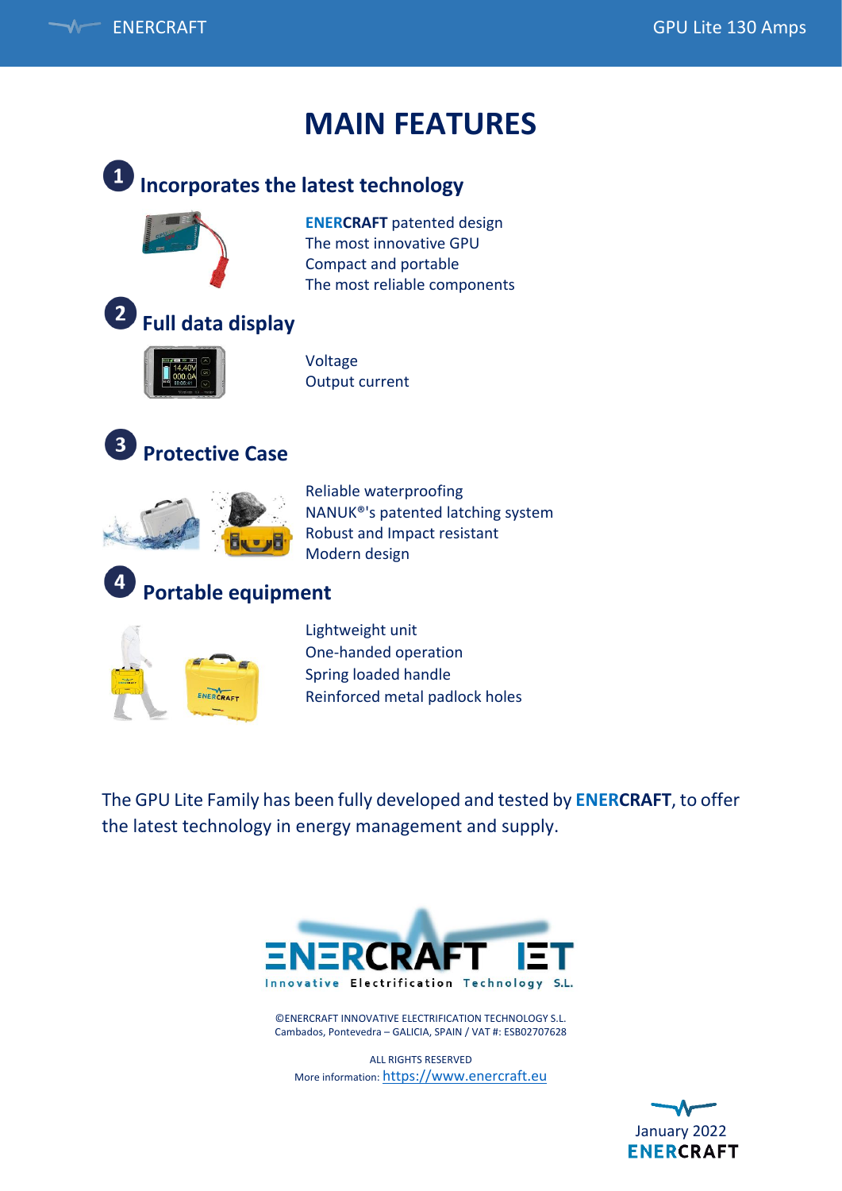# MAIN FEATURES

## 1 Incorporates the latest technology

**ENERCRAFT** patented design
The most innovative GPU
Compact and portable
The most reliable components

## 2 Full data display

Voltage
Output current

## 3 Protective Case

Reliable waterproofing
NANUK®'s patented latching system
Robust and Impact resistant
Modern design

## 4 Portable equipment

Lightweight unit
One-handed operation
Spring loaded handle
Reinforced metal padlock holes

The GPU Lite Family has been fully developed and tested by **ENERCRAFT**, to offer the latest technology in energy management and supply.

ENERCRAFT IET
Innovative Electrification Technology S.L.

©ENERCRAFT INNOVATIVE ELECTRIFICATION TECHNOLOGY S.L.
Cambados, Pontevedra – GALICIA, SPAIN / VAT #: ESB02707628

ALL RIGHTS RESERVED
More information: https://www.enercraft.eu

January 2022
ENERCRAFT